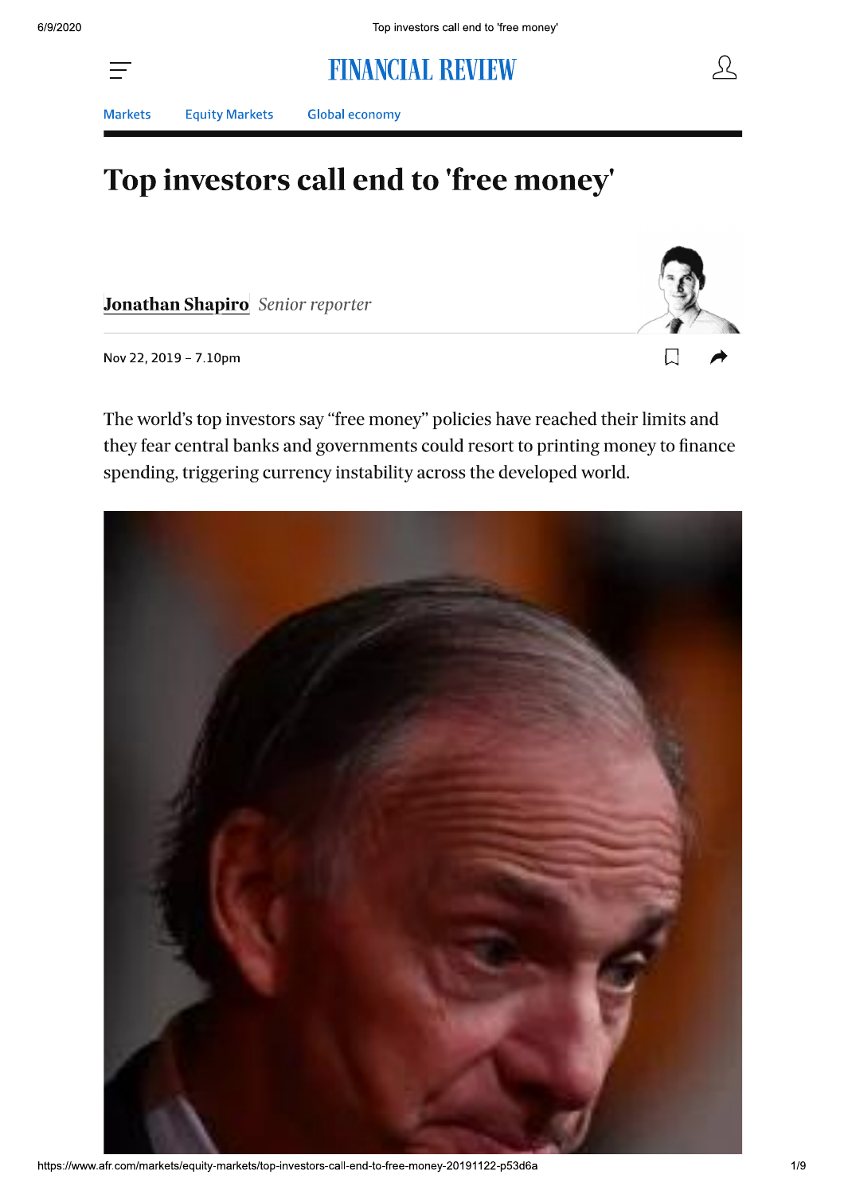Markets Equity Markets Global economy

# Top investors call end to 'free money'

**Jonathan Shapiro** *Senior reporter*

Nov 22, 2019 – 7.10pm

The world's top investors say "free money" policies have reached their limits and they fear central banks and governments could resort to printing money to finance spending, triggering currency instability across the developed world.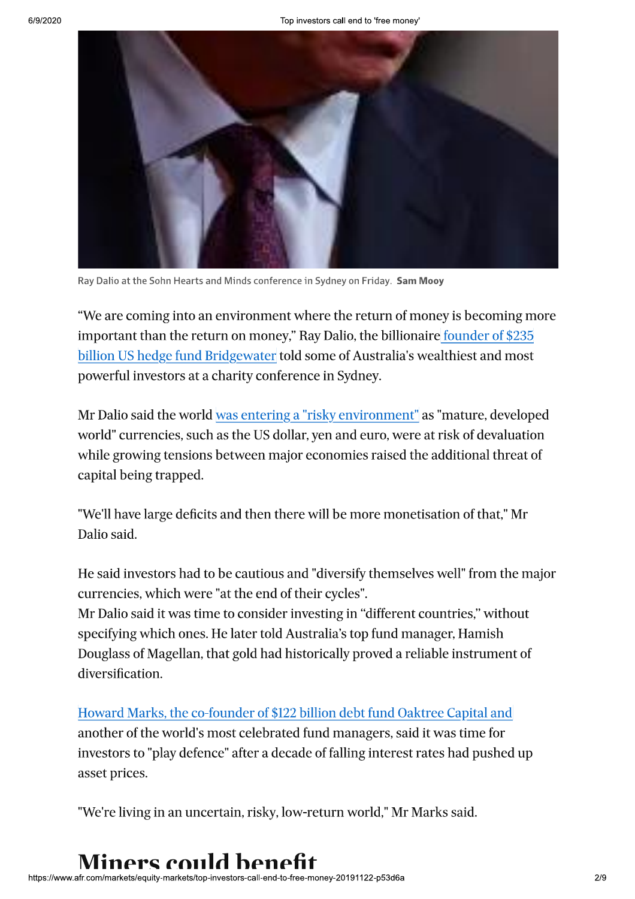Ray Dalio at the Sohn Hearts and Minds conference in Sydney on Friday. **Sam Mooy**

“We are coming into an environment where the return of money is becoming more important than the return on money,” Ray Dalio, the billionaire founder of $235 billion US hedge fund Bridgewater told some of Australia's wealthiest and most powerful investors at a charity conference in Sydney.

Mr Dalio said the world was entering a "risky environment" as "mature, developed world" currencies, such as the US dollar, yen and euro, were at risk of devaluation while growing tensions between major economies raised the additional threat of capital being trapped.

"We'll have large deficits and then there will be more monetisation of that," Mr Dalio said.

He said investors had to be cautious and "diversify themselves well" from the major currencies, which were "at the end of their cycles".
Mr Dalio said it was time to consider investing in “different countries,” without specifying which ones. He later told Australia’s top fund manager, Hamish Douglass of Magellan, that gold had historically proved a reliable instrument of diversification.

Howard Marks, the co-founder of $122 billion debt fund Oaktree Capital and another of the world's most celebrated fund managers, said it was time for investors to "play defence" after a decade of falling interest rates had pushed up asset prices.

"We're living in an uncertain, risky, low-return world," Mr Marks said.

## Miners could benefit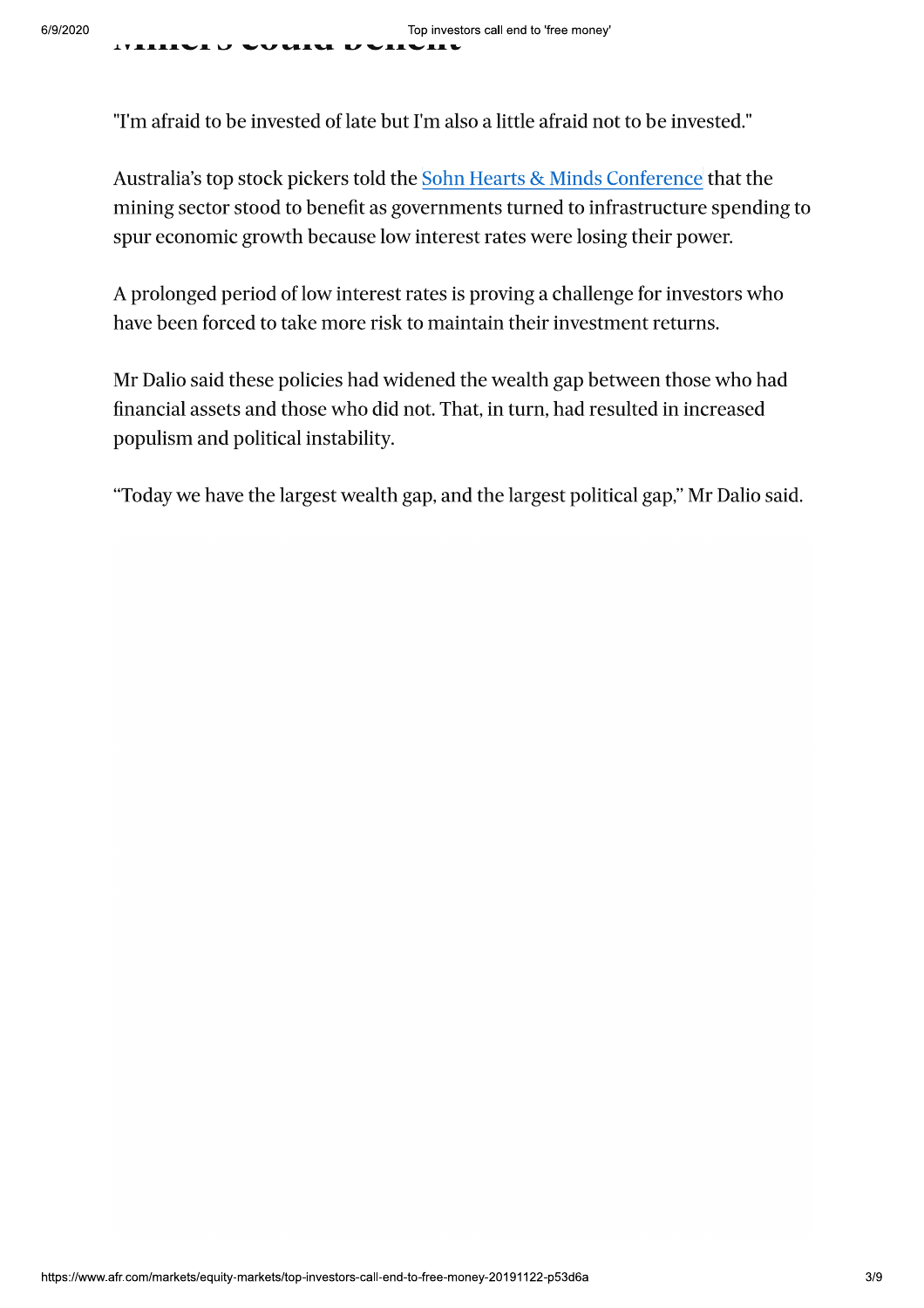## Miners could benefit

"I'm afraid to be invested of late but I'm also a little afraid not to be invested."

Australia's top stock pickers told the [Sohn Hearts & Minds Conference] that the mining sector stood to benefit as governments turned to infrastructure spending to spur economic growth because low interest rates were losing their power.

A prolonged period of low interest rates is proving a challenge for investors who have been forced to take more risk to maintain their investment returns.

Mr Dalio said these policies had widened the wealth gap between those who had financial assets and those who did not. That, in turn, had resulted in increased populism and political instability.

"Today we have the largest wealth gap, and the largest political gap," Mr Dalio said.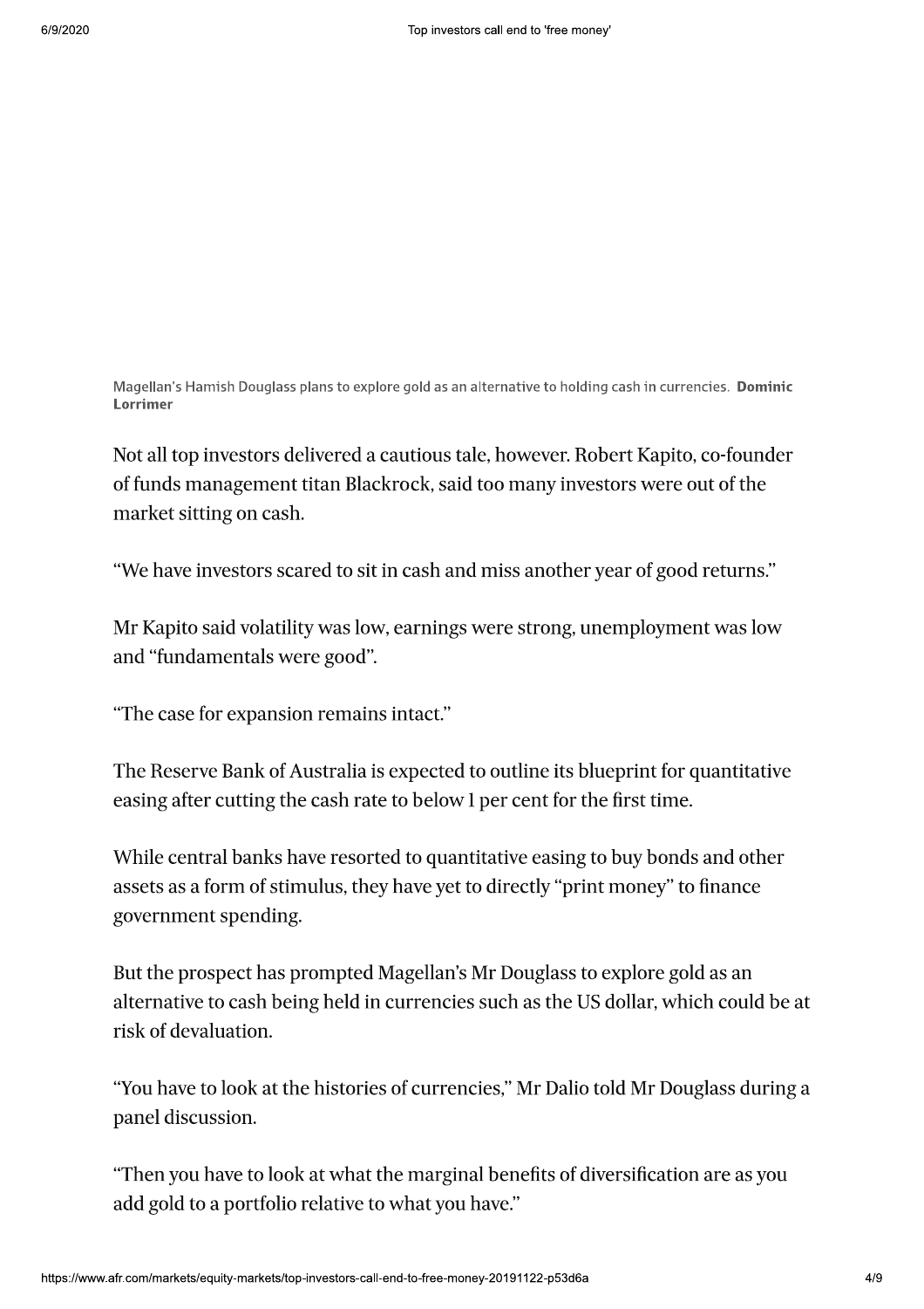Magellan's Hamish Douglass plans to explore gold as an alternative to holding cash in currencies. **Dominic Lorrimer**

Not all top investors delivered a cautious tale, however. Robert Kapito, co-founder of funds management titan Blackrock, said too many investors were out of the market sitting on cash.

"We have investors scared to sit in cash and miss another year of good returns."

Mr Kapito said volatility was low, earnings were strong, unemployment was low and "fundamentals were good".

"The case for expansion remains intact."

The Reserve Bank of Australia is expected to outline its blueprint for quantitative easing after cutting the cash rate to below 1 per cent for the first time.

While central banks have resorted to quantitative easing to buy bonds and other assets as a form of stimulus, they have yet to directly "print money" to finance government spending.

But the prospect has prompted Magellan's Mr Douglass to explore gold as an alternative to cash being held in currencies such as the US dollar, which could be at risk of devaluation.

"You have to look at the histories of currencies," Mr Dalio told Mr Douglass during a panel discussion.

"Then you have to look at what the marginal benefits of diversification are as you add gold to a portfolio relative to what you have."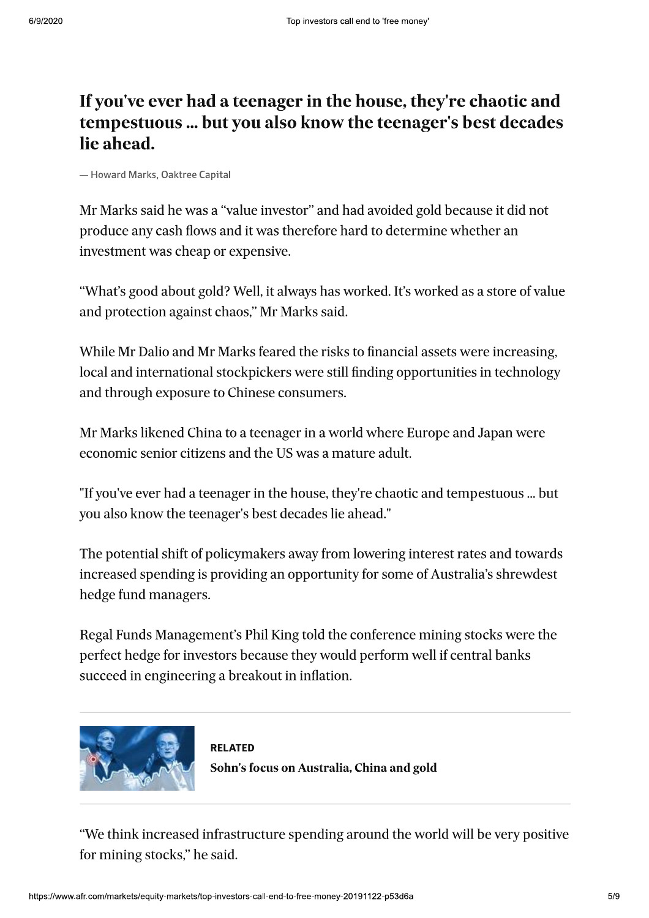**If you've ever had a teenager in the house, they're chaotic and tempestuous ... but you also know the teenager's best decades lie ahead.**

— Howard Marks, Oaktree Capital

Mr Marks said he was a "value investor" and had avoided gold because it did not produce any cash flows and it was therefore hard to determine whether an investment was cheap or expensive.

"What's good about gold? Well, it always has worked. It's worked as a store of value and protection against chaos," Mr Marks said.

While Mr Dalio and Mr Marks feared the risks to financial assets were increasing, local and international stockpickers were still finding opportunities in technology and through exposure to Chinese consumers.

Mr Marks likened China to a teenager in a world where Europe and Japan were economic senior citizens and the US was a mature adult.

"If you've ever had a teenager in the house, they're chaotic and tempestuous ... but you also know the teenager's best decades lie ahead."

The potential shift of policymakers away from lowering interest rates and towards increased spending is providing an opportunity for some of Australia's shrewdest hedge fund managers.

Regal Funds Management's Phil King told the conference mining stocks were the perfect hedge for investors because they would perform well if central banks succeed in engineering a breakout in inflation.

**RELATED**

**Sohn's focus on Australia, China and gold**

"We think increased infrastructure spending around the world will be very positive for mining stocks," he said.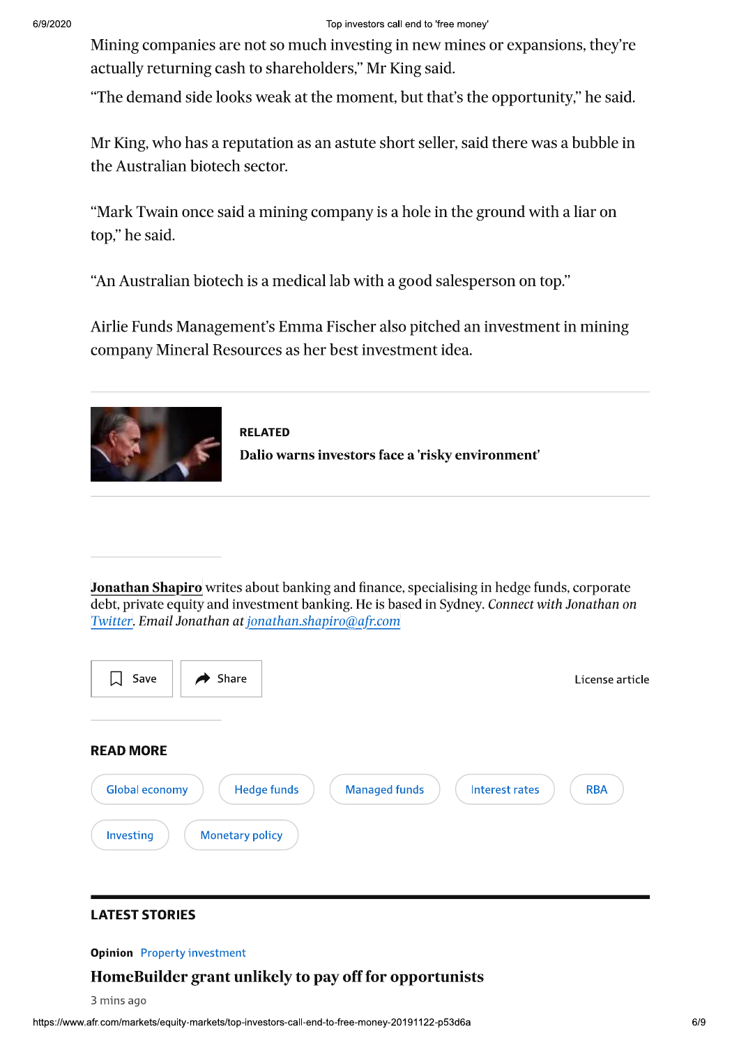Mining companies are not so much investing in new mines or expansions, they're actually returning cash to shareholders," Mr King said.

"The demand side looks weak at the moment, but that's the opportunity," he said.

Mr King, who has a reputation as an astute short seller, said there was a bubble in the Australian biotech sector.

"Mark Twain once said a mining company is a hole in the ground with a liar on top," he said.

"An Australian biotech is a medical lab with a good salesperson on top."

Airlie Funds Management's Emma Fischer also pitched an investment in mining company Mineral Resources as her best investment idea.

**RELATED**

**Dalio warns investors face a 'risky environment'**

**Jonathan Shapiro** writes about banking and finance, specialising in hedge funds, corporate debt, private equity and investment banking. He is based in Sydney. *Connect with Jonathan on Twitter. Email Jonathan at jonathan.shapiro@afr.com*

Save | Share | License article

## READ MORE

Global economy | Hedge funds | Managed funds | Interest rates | RBA | Investing | Monetary policy

## LATEST STORIES

**Opinion** Property investment

**HomeBuilder grant unlikely to pay off for opportunists**

3 mins ago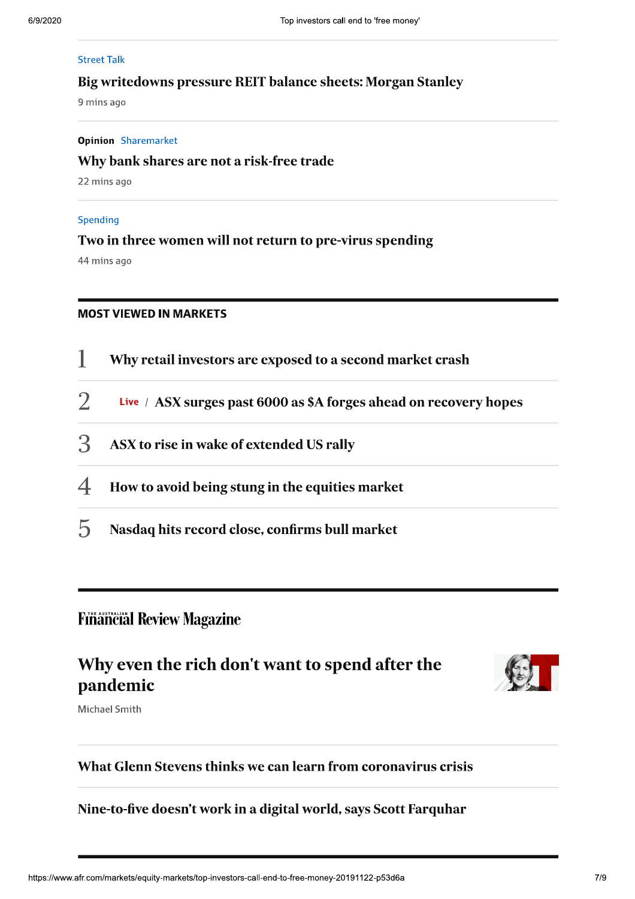Street Talk

### Big writedowns pressure REIT balance sheets: Morgan Stanley

9 mins ago

**Opinion** Sharemarket

### Why bank shares are not a risk-free trade

22 mins ago

Spending

### Two in three women will not return to pre-virus spending

44 mins ago

## MOST VIEWED IN MARKETS

1. Why retail investors are exposed to a second market crash
2. Live / ASX surges past 6000 as $A forges ahead on recovery hopes
3. ASX to rise in wake of extended US rally
4. How to avoid being stung in the equities market
5. Nasdaq hits record close, confirms bull market

## The Australian Financial Review Magazine

### Why even the rich don't want to spend after the pandemic

Michael Smith

### What Glenn Stevens thinks we can learn from coronavirus crisis

### Nine-to-five doesn't work in a digital world, says Scott Farquhar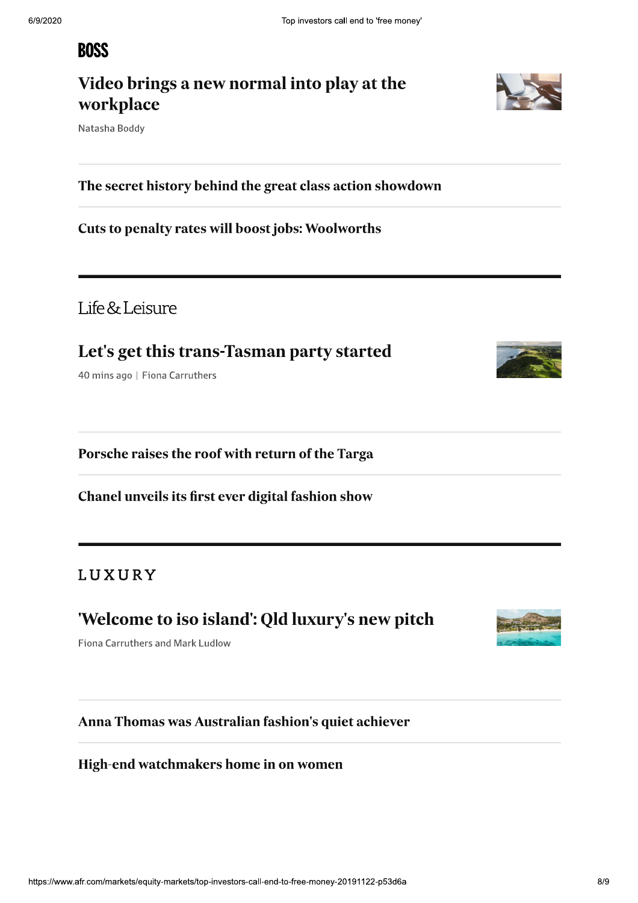## BOSS

### Video brings a new normal into play at the workplace

Natasha Boddy

---

### The secret history behind the great class action showdown

---

### Cuts to penalty rates will boost jobs: Woolworths

---

## Life & Leisure

### Let's get this trans-Tasman party started

40 mins ago | Fiona Carruthers

---

### Porsche raises the roof with return of the Targa

---

### Chanel unveils its first ever digital fashion show

---

## LUXURY

### 'Welcome to iso island': Qld luxury's new pitch

Fiona Carruthers and Mark Ludlow

---

### Anna Thomas was Australian fashion's quiet achiever

---

### High-end watchmakers home in on women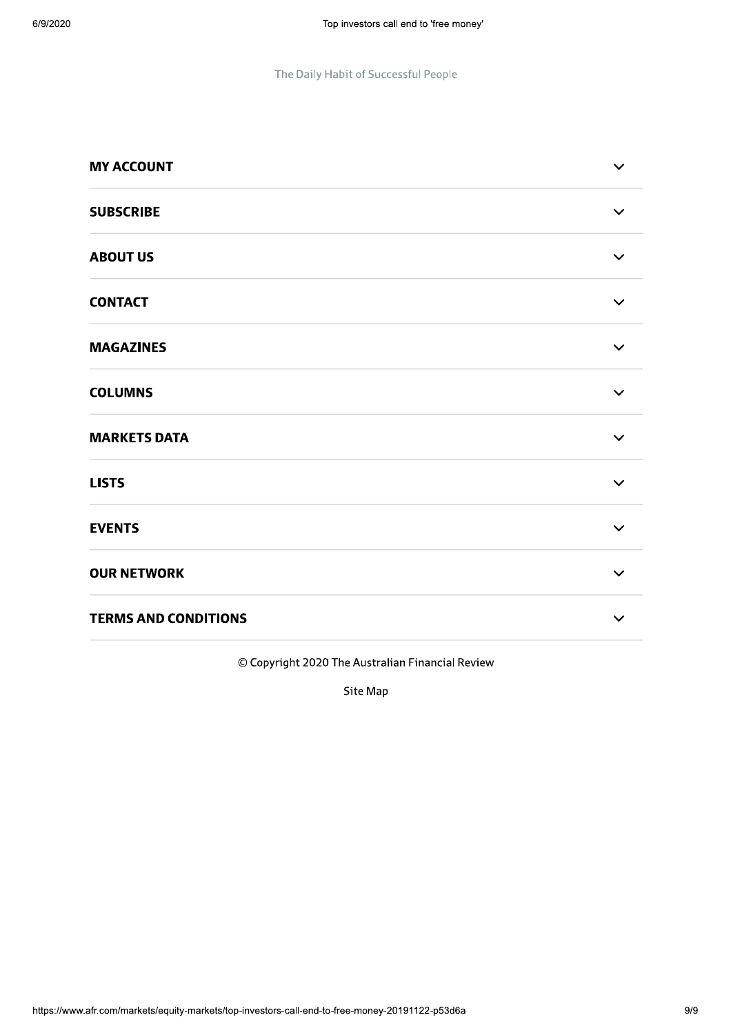The Daily Habit of Successful People

**MY ACCOUNT**

**SUBSCRIBE**

**ABOUT US**

**CONTACT**

**MAGAZINES**

**COLUMNS**

**MARKETS DATA**

**LISTS**

**EVENTS**

**OUR NETWORK**

**TERMS AND CONDITIONS**

© Copyright 2020 The Australian Financial Review

Site Map